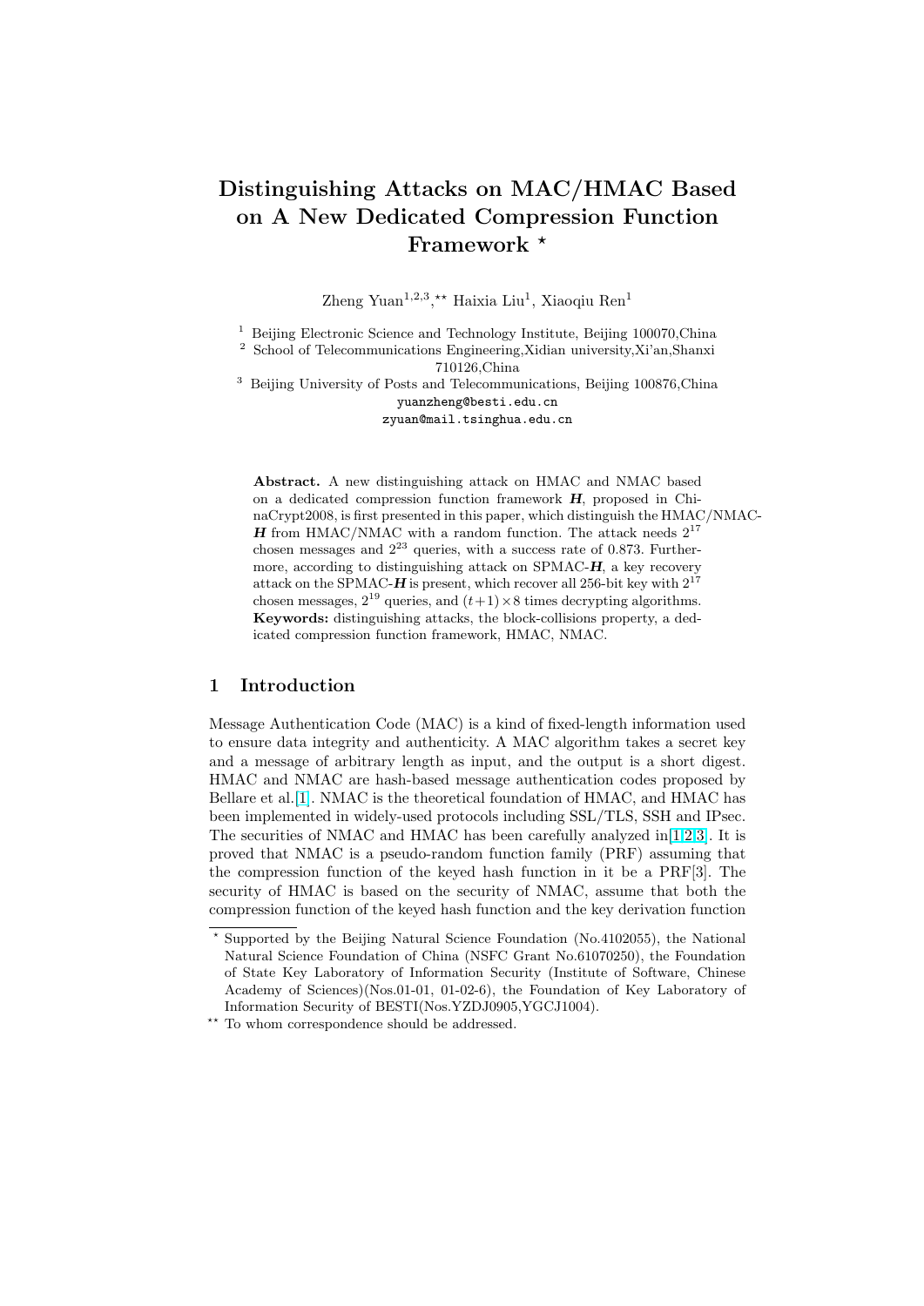# Distinguishing Attacks on MAC/HMAC Based on A New Dedicated Compression Function Framework *

Zheng Yuan[1,2,3],** Haixia Liu[1], Xiaoqiu Ren[1]

[1] Beijing Electronic Science and Technology Institute, Beijing 100070,China
[2] School of Telecommunications Engineering,Xidian university,Xi'an,Shanxi 710126,China
[3] Beijing University of Posts and Telecommunications, Beijing 100876,China
yuanzheng@besti.edu.cn
zyuan@mail.tsinghua.edu.cn

**Abstract.** A new distinguishing attack on HMAC and NMAC based on a dedicated compression function framework $\boldsymbol{H}$, proposed in ChinaCrypt2008, is first presented in this paper, which distinguish the HMAC/NMAC-$\boldsymbol{H}$ from HMAC/NMAC with a random function. The attack needs $2^{17}$ chosen messages and $2^{23}$ queries, with a success rate of 0.873. Furthermore, according to distinguishing attack on SPMAC-$\boldsymbol{H}$, a key recovery attack on the SPMAC-$\boldsymbol{H}$ is present, which recover all 256-bit key with $2^{17}$ chosen messages, $2^{19}$ queries, and $(t+1)\times 8$ times decrypting algorithms.
**Keywords:** distinguishing attacks, the block-collisions property, a dedicated compression function framework, HMAC, NMAC.

## 1 Introduction

Message Authentication Code (MAC) is a kind of fixed-length information used to ensure data integrity and authenticity. A MAC algorithm takes a secret key and a message of arbitrary length as input, and the output is a short digest. HMAC and NMAC are hash-based message authentication codes proposed by Bellare et al.[1]. NMAC is the theoretical foundation of HMAC, and HMAC has been implemented in widely-used protocols including SSL/TLS, SSH and IPsec. The securities of NMAC and HMAC has been carefully analyzed in[1,2,3]. It is proved that NMAC is a pseudo-random function family (PRF) assuming that the compression function of the keyed hash function in it be a PRF[3]. The security of HMAC is based on the security of NMAC, assume that both the compression function of the keyed hash function and the key derivation function

* Supported by the Beijing Natural Science Foundation (No.4102055), the National Natural Science Foundation of China (NSFC Grant No.61070250), the Foundation of State Key Laboratory of Information Security (Institute of Software, Chinese Academy of Sciences)(Nos.01-01, 01-02-6), the Foundation of Key Laboratory of Information Security of BESTI(Nos.YZDJ0905,YGCJ1004).

** To whom correspondence should be addressed.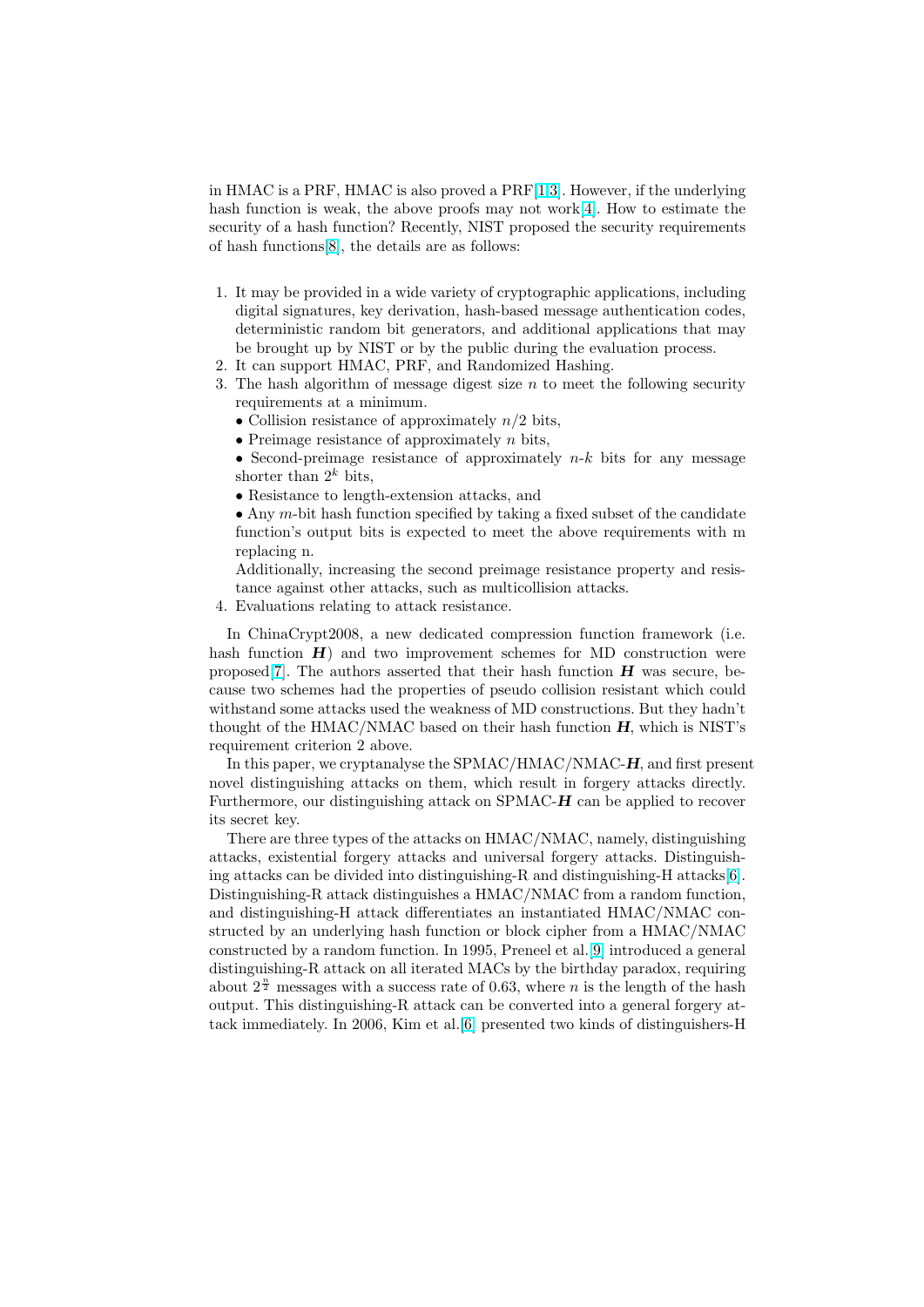in HMAC is a PRF, HMAC is also proved a PRF[1,3]. However, if the underlying hash function is weak, the above proofs may not work[4]. How to estimate the security of a hash function? Recently, NIST proposed the security requirements of hash functions[8], the details are as follows:

1. It may be provided in a wide variety of cryptographic applications, including digital signatures, key derivation, hash-based message authentication codes, deterministic random bit generators, and additional applications that may be brought up by NIST or by the public during the evaluation process.
2. It can support HMAC, PRF, and Randomized Hashing.
3. The hash algorithm of message digest size $n$ to meet the following security requirements at a minimum.
   - Collision resistance of approximately $n/2$ bits,
   - Preimage resistance of approximately $n$ bits,
   - Second-preimage resistance of approximately $n$-$k$ bits for any message shorter than $2^k$ bits,
   - Resistance to length-extension attacks, and
   - Any $m$-bit hash function specified by taking a fixed subset of the candidate function's output bits is expected to meet the above requirements with m replacing n.

   Additionally, increasing the second preimage resistance property and resistance against other attacks, such as multicollision attacks.
4. Evaluations relating to attack resistance.

In ChinaCrypt2008, a new dedicated compression function framework (i.e. hash function $\boldsymbol{H}$) and two improvement schemes for MD construction were proposed[7]. The authors asserted that their hash function $\boldsymbol{H}$ was secure, because two schemes had the properties of pseudo collision resistant which could withstand some attacks used the weakness of MD constructions. But they hadn't thought of the HMAC/NMAC based on their hash function $\boldsymbol{H}$, which is NIST's requirement criterion 2 above.

In this paper, we cryptanalyse the SPMAC/HMAC/NMAC-$\boldsymbol{H}$, and first present novel distinguishing attacks on them, which result in forgery attacks directly. Furthermore, our distinguishing attack on SPMAC-$\boldsymbol{H}$ can be applied to recover its secret key.

There are three types of the attacks on HMAC/NMAC, namely, distinguishing attacks, existential forgery attacks and universal forgery attacks. Distinguishing attacks can be divided into distinguishing-R and distinguishing-H attacks[6]. Distinguishing-R attack distinguishes a HMAC/NMAC from a random function, and distinguishing-H attack differentiates an instantiated HMAC/NMAC constructed by an underlying hash function or block cipher from a HMAC/NMAC constructed by a random function. In 1995, Preneel et al.[9] introduced a general distinguishing-R attack on all iterated MACs by the birthday paradox, requiring about $2^{\frac{n}{2}}$ messages with a success rate of 0.63, where $n$ is the length of the hash output. This distinguishing-R attack can be converted into a general forgery attack immediately. In 2006, Kim et al.[6] presented two kinds of distinguishers-H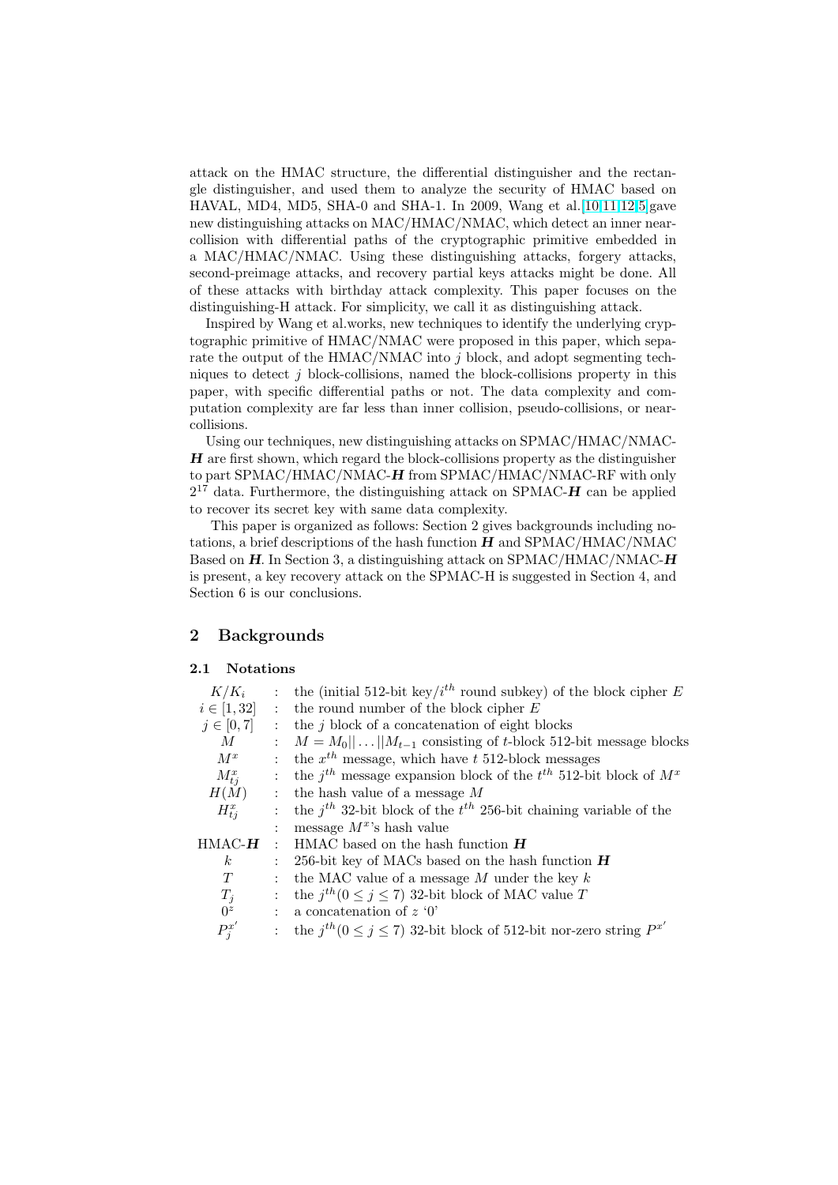attack on the HMAC structure, the differential distinguisher and the rectangle distinguisher, and used them to analyze the security of HMAC based on HAVAL, MD4, MD5, SHA-0 and SHA-1. In 2009, Wang et al.[10,11,12,5] gave new distinguishing attacks on MAC/HMAC/NMAC, which detect an inner near-collision with differential paths of the cryptographic primitive embedded in a MAC/HMAC/NMAC. Using these distinguishing attacks, forgery attacks, second-preimage attacks, and recovery partial keys attacks might be done. All of these attacks with birthday attack complexity. This paper focuses on the distinguishing-H attack. For simplicity, we call it as distinguishing attack.

Inspired by Wang et al.works, new techniques to identify the underlying cryptographic primitive of HMAC/NMAC were proposed in this paper, which separate the output of the HMAC/NMAC into $j$ block, and adopt segmenting techniques to detect $j$ block-collisions, named the block-collisions property in this paper, with specific differential paths or not. The data complexity and computation complexity are far less than inner collision, pseudo-collisions, or near-collisions.

Using our techniques, new distinguishing attacks on SPMAC/HMAC/NMAC-***H*** are first shown, which regard the block-collisions property as the distinguisher to part SPMAC/HMAC/NMAC-***H*** from SPMAC/HMAC/NMAC-RF with only $2^{17}$ data. Furthermore, the distinguishing attack on SPMAC-***H*** can be applied to recover its secret key with same data complexity.

This paper is organized as follows: Section 2 gives backgrounds including notations, a brief descriptions of the hash function ***H*** and SPMAC/HMAC/NMAC Based on ***H***. In Section 3, a distinguishing attack on SPMAC/HMAC/NMAC-***H*** is present, a key recovery attack on the SPMAC-H is suggested in Section 4, and Section 6 is our conclusions.

## 2 Backgrounds

### 2.1 Notations

| | | |
|---|---|---|
| $K/K_i$ | : | the (initial 512-bit key/$i^{th}$ round subkey) of the block cipher $E$ |
| $i \in [1, 32]$ | : | the round number of the block cipher $E$ |
| $j \in [0, 7]$ | : | the $j$ block of a concatenation of eight blocks |
| $M$ | : | $M = M_0 \|\| \ldots \|\| M_{t-1}$ consisting of $t$-block 512-bit message blocks |
| $M^x$ | : | the $x^{th}$ message, which have $t$ 512-block messages |
| $M^x_{tj}$ | : | the $j^{th}$ message expansion block of the $t^{th}$ 512-bit block of $M^x$ |
| $H(M)$ | : | the hash value of a message $M$ |
| $H^x_{tj}$ | : | the $j^{th}$ 32-bit block of the $t^{th}$ 256-bit chaining variable of the |
| | : | message $M^x$'s hash value |
| HMAC-$\boldsymbol{H}$ | : | HMAC based on the hash function $\boldsymbol{H}$ |
| $k$ | : | 256-bit key of MACs based on the hash function $\boldsymbol{H}$ |
| $T$ | : | the MAC value of a message $M$ under the key $k$ |
| $T_j$ | : | the $j^{th}(0 \le j \le 7)$ 32-bit block of MAC value $T$ |
| $0^z$ | : | a concatenation of $z$ '0' |
| $P^{x'}_j$ | : | the $j^{th}(0 \le j \le 7)$ 32-bit block of 512-bit nor-zero string $P^{x'}$ |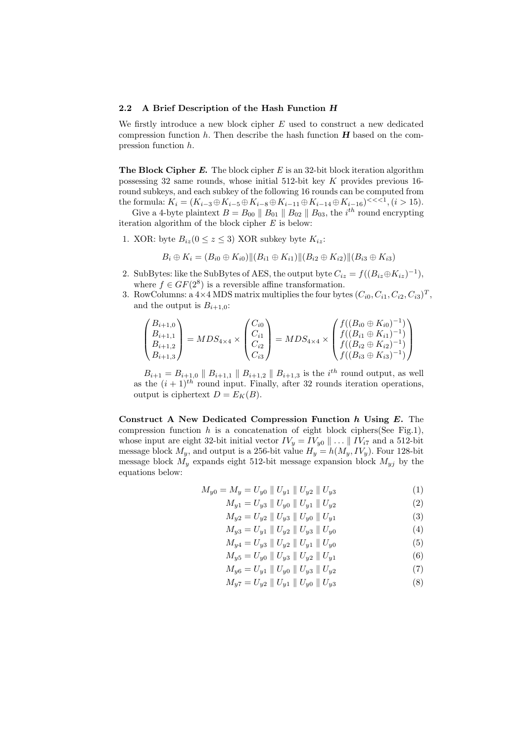### 2.2 A Brief Description of the Hash Function $\boldsymbol{H}$

We firstly introduce a new block cipher $E$ used to construct a new dedicated compression function $h$. Then describe the hash function $\boldsymbol{H}$ based on the compression function $h$.

**The Block Cipher $\boldsymbol{E}$.** The block cipher $E$ is an 32-bit block iteration algorithm possessing 32 same rounds, whose initial 512-bit key $K$ provides previous 16-round subkeys, and each subkey of the following 16 rounds can be computed from the formula: $K_i = (K_{i-3} \oplus K_{i-5} \oplus K_{i-8} \oplus K_{i-11} \oplus K_{i-14} \oplus K_{i-16})^{<<<1}, (i > 15)$.

Give a 4-byte plaintext $B = B_{00} \parallel B_{01} \parallel B_{02} \parallel B_{03}$, the $i^{th}$ round encrypting iteration algorithm of the block cipher $E$ is below:

1. XOR: byte $B_{iz} (0 \leq z \leq 3)$ XOR subkey byte $K_{iz}$:

$$B_i \oplus K_i = (B_{i0} \oplus K_{i0}) \| (B_{i1} \oplus K_{i1}) \| (B_{i2} \oplus K_{i2}) \| (B_{i3} \oplus K_{i3})$$

2. SubBytes: like the SubBytes of AES, the output byte $C_{iz} = f((B_{iz} \oplus K_{iz})^{-1})$, where $f \in GF(2^8)$ is a reversible affine transformation.
3. RowColumns: a $4 \times 4$ MDS matrix multiplies the four bytes $(C_{i0}, C_{i1}, C_{i2}, C_{i3})^T$, and the output is $B_{i+1,0}$:

$$\begin{pmatrix} B_{i+1,0} \\ B_{i+1,1} \\ B_{i+1,2} \\ B_{i+1,3} \end{pmatrix} = MDS_{4\times4} \times \begin{pmatrix} C_{i0} \\ C_{i1} \\ C_{i2} \\ C_{i3} \end{pmatrix} = MDS_{4\times4} \times \begin{pmatrix} f((B_{i0} \oplus K_{i0})^{-1}) \\ f((B_{i1} \oplus K_{i1})^{-1}) \\ f((B_{i2} \oplus K_{i2})^{-1}) \\ f((B_{i3} \oplus K_{i3})^{-1}) \end{pmatrix}$$

   $B_{i+1} = B_{i+1,0} \parallel B_{i+1,1} \parallel B_{i+1,2} \parallel B_{i+1,3}$ is the $i^{th}$ round output, as well as the $(i+1)^{th}$ round input. Finally, after 32 rounds iteration operations, output is ciphertext $D = E_K(B)$.

**Construct A New Dedicated Compression Function $\boldsymbol{h}$ Using $\boldsymbol{E}$.** The compression function $h$ is a concatenation of eight block ciphers(See Fig.1), whose input are eight 32-bit initial vector $IV_y = IV_{y0} \parallel \ldots \parallel IV_{i7}$ and a 512-bit message block $M_y$, and output is a 256-bit value $H_y = h(M_y, IV_y)$. Four 128-bit message block $M_y$ expands eight 512-bit message expansion block $M_{yj}$ by the equations below:

$$M_{y0} = M_y = U_{y0} \parallel U_{y1} \parallel U_{y2} \parallel U_{y3} \tag{1}$$

$$M_{y1} = U_{y3} \parallel U_{y0} \parallel U_{y1} \parallel U_{y2} \tag{2}$$

$$M_{y2} = U_{y2} \parallel U_{y3} \parallel U_{y0} \parallel U_{y1} \tag{3}$$

$$M_{y3} = U_{y1} \parallel U_{y2} \parallel U_{y3} \parallel U_{y0} \tag{4}$$

$$M_{y4} = U_{y3} \parallel U_{y2} \parallel U_{y1} \parallel U_{y0} \tag{5}$$

$$M_{y5} = U_{y0} \parallel U_{y3} \parallel U_{y2} \parallel U_{y1} \tag{6}$$

$$M_{y6} = U_{y1} \parallel U_{y0} \parallel U_{y3} \parallel U_{y2} \tag{7}$$

$$M_{y7} = U_{y2} \parallel U_{y1} \parallel U_{y0} \parallel U_{y3} \tag{8}$$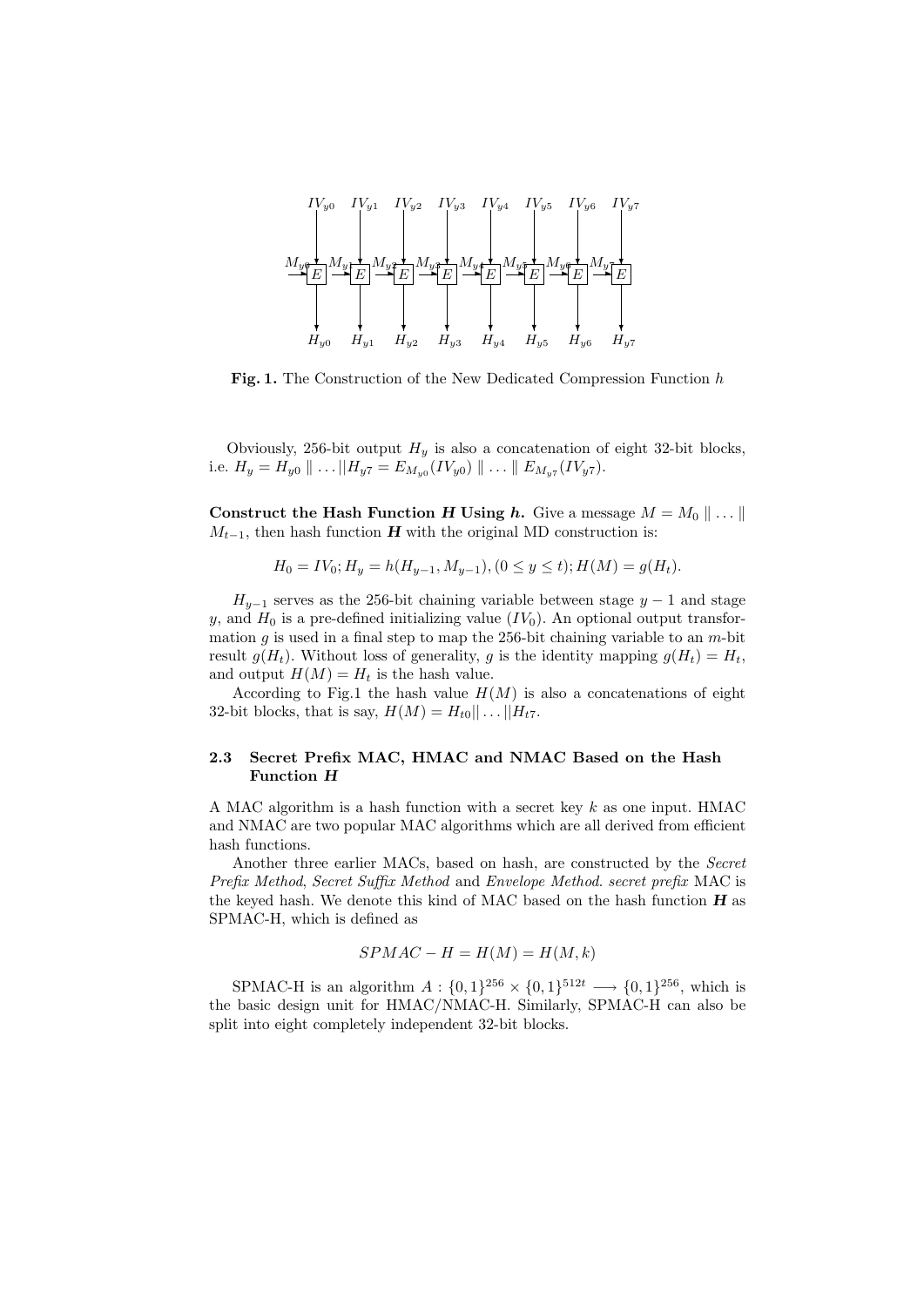**Fig. 1.** The Construction of the New Dedicated Compression Function $h$

Obviously, 256-bit output $H_y$ is also a concatenation of eight 32-bit blocks, i.e. $H_y = H_{y0} \parallel \ldots || H_{y7} = E_{M_{y0}}(IV_{y0}) \parallel \ldots \parallel E_{M_{y7}}(IV_{y7})$.

**Construct the Hash Function *H* Using *h*.** Give a message $M = M_0 \parallel \ldots \parallel M_{t-1}$, then hash function $\boldsymbol{H}$ with the original MD construction is:

$$H_0 = IV_0; H_y = h(H_{y-1}, M_{y-1}), (0 \leq y \leq t); H(M) = g(H_t).$$

$H_{y-1}$ serves as the 256-bit chaining variable between stage $y-1$ and stage $y$, and $H_0$ is a pre-defined initializing value ($IV_0$). An optional output transformation $g$ is used in a final step to map the 256-bit chaining variable to an $m$-bit result $g(H_t)$. Without loss of generality, $g$ is the identity mapping $g(H_t) = H_t$, and output $H(M) = H_t$ is the hash value.

According to Fig.1 the hash value $H(M)$ is also a concatenations of eight 32-bit blocks, that is say, $H(M) = H_{t0} || \ldots || H_{t7}$.

### 2.3 Secret Prefix MAC, HMAC and NMAC Based on the Hash Function *H*

A MAC algorithm is a hash function with a secret key $k$ as one input. HMAC and NMAC are two popular MAC algorithms which are all derived from efficient hash functions.

Another three earlier MACs, based on hash, are constructed by the *Secret Prefix Method*, *Secret Suffix Method* and *Envelope Method*. *secret prefix* MAC is the keyed hash. We denote this kind of MAC based on the hash function $\boldsymbol{H}$ as SPMAC-H, which is defined as

$$SPMAC - H = H(M) = H(M, k)$$

SPMAC-H is an algorithm $A : \{0,1\}^{256} \times \{0,1\}^{512t} \longrightarrow \{0,1\}^{256}$, which is the basic design unit for HMAC/NMAC-H. Similarly, SPMAC-H can also be split into eight completely independent 32-bit blocks.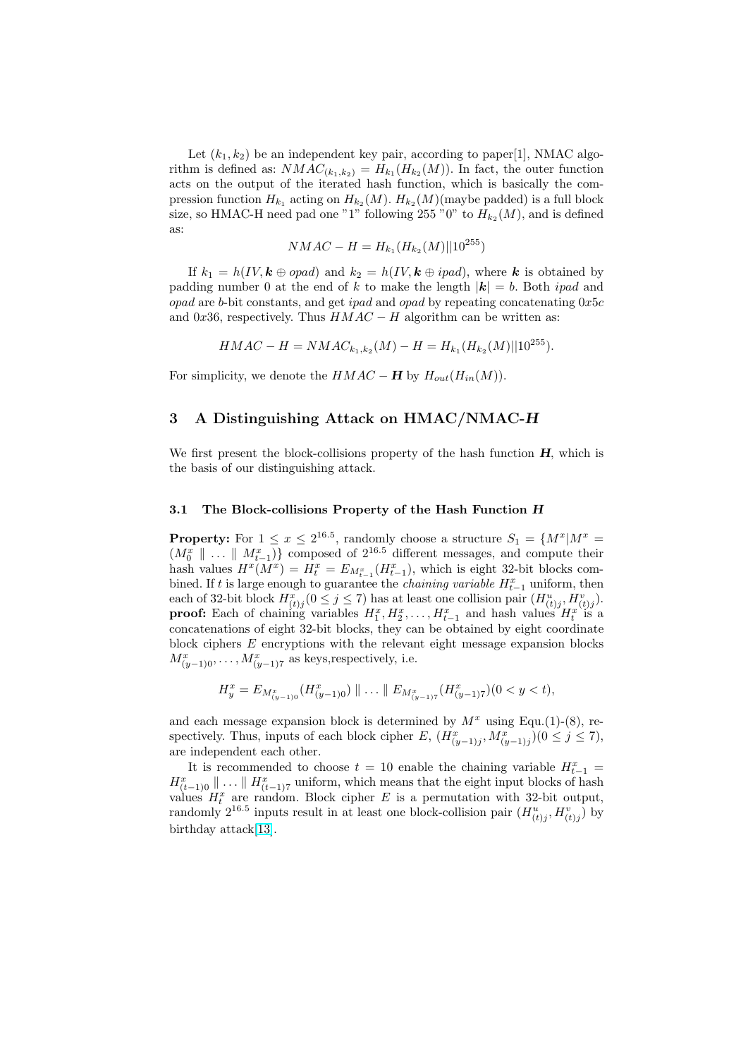Let $(k_1, k_2)$ be an independent key pair, according to paper[1], NMAC algorithm is defined as: $NMAC_{(k_1,k_2)} = H_{k_1}(H_{k_2}(M))$. In fact, the outer function acts on the output of the iterated hash function, which is basically the compression function $H_{k_1}$ acting on $H_{k_2}(M)$. $H_{k_2}(M)$(maybe padded) is a full block size, so HMAC-H need pad one "1" following 255 "0" to $H_{k_2}(M)$, and is defined as:

$$NMAC - H = H_{k_1}(H_{k_2}(M)||10^{255})$$

If $k_1 = h(IV, \boldsymbol{k} \oplus opad)$ and $k_2 = h(IV, \boldsymbol{k} \oplus ipad)$, where $\boldsymbol{k}$ is obtained by padding number 0 at the end of $k$ to make the length $|\boldsymbol{k}| = b$. Both *ipad* and *opad* are $b$-bit constants, and get *ipad* and *opad* by repeating concatenating $0x5c$ and $0x36$, respectively. Thus $HMAC - H$ algorithm can be written as:

$$HMAC - H = NMAC_{k_1,k_2}(M) - H = H_{k_1}(H_{k_2}(M)||10^{255}).$$

For simplicity, we denote the $HMAC - \boldsymbol{H}$ by $H_{out}(H_{in}(M))$.

## 3 A Distinguishing Attack on HMAC/NMAC-$\boldsymbol{H}$

We first present the block-collisions property of the hash function $\boldsymbol{H}$, which is the basis of our distinguishing attack.

### 3.1 The Block-collisions Property of the Hash Function $\boldsymbol{H}$

**Property:** For $1 \leq x \leq 2^{16.5}$, randomly choose a structure $S_1 = \{M^x | M^x = (M_0^x \parallel \ldots \parallel M_{t-1}^x)\}$ composed of $2^{16.5}$ different messages, and compute their hash values $H^x(M^x) = H_t^x = E_{M_{t-1}^x}(H_{t-1}^x)$, which is eight 32-bit blocks combined. If $t$ is large enough to guarantee the *chaining variable* $H_{t-1}^x$ uniform, then each of 32-bit block $H_{(t)j}^x (0 \leq j \leq 7)$ has at least one collision pair $(H_{(t)j}^u, H_{(t)j}^v)$.
**proof:** Each of chaining variables $H_1^x, H_2^x, \ldots, H_{t-1}^x$ and hash values $H_t^x$ is a concatenations of eight 32-bit blocks, they can be obtained by eight coordinate block ciphers $E$ encryptions with the relevant eight message expansion blocks $M_{(y-1)0}^x, \ldots, M_{(y-1)7}^x$ as keys,respectively, i.e.

$$H_y^x = E_{M_{(y-1)0}^x}(H_{(y-1)0}^x) \parallel \ldots \parallel E_{M_{(y-1)7}^x}(H_{(y-1)7}^x) (0 < y < t),$$

and each message expansion block is determined by $M^x$ using Equ.(1)-(8), respectively. Thus, inputs of each block cipher $E$, $(H_{(y-1)j}^x, M_{(y-1)j}^x)(0 \leq j \leq 7)$, are independent each other.

It is recommended to choose $t = 10$ enable the chaining variable $H_{t-1}^x = H_{(t-1)0}^x \parallel \ldots \parallel H_{(t-1)7}^x$ uniform, which means that the eight input blocks of hash values $H_t^x$ are random. Block cipher $E$ is a permutation with 32-bit output, randomly $2^{16.5}$ inputs result in at least one block-collision pair $(H_{(t)j}^u, H_{(t)j}^v)$ by birthday attack[13].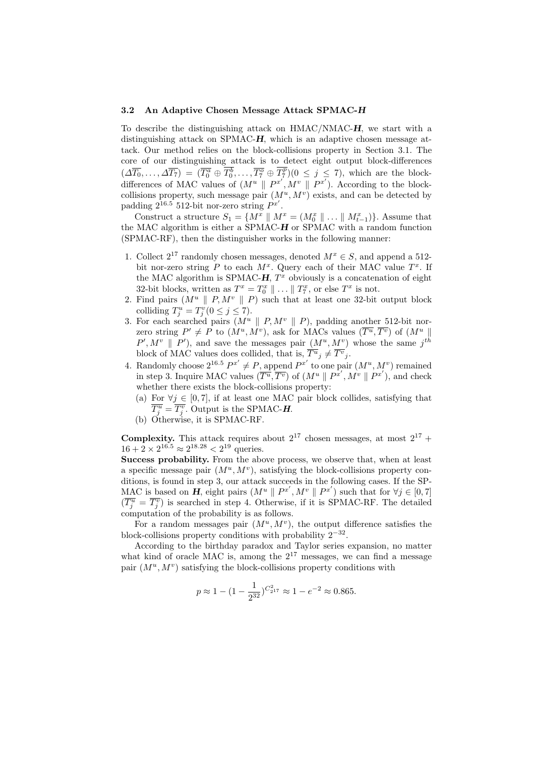### 3.2 An Adaptive Chosen Message Attack SPMAC-$\boldsymbol{H}$

To describe the distinguishing attack on HMAC/NMAC-$\boldsymbol{H}$, we start with a distinguishing attack on SPMAC-$\boldsymbol{H}$, which is an adaptive chosen message attack. Our method relies on the block-collisions property in Section 3.1. The core of our distinguishing attack is to detect eight output block-differences $(\Delta\overline{T_0}, \ldots, \Delta\overline{T_7}) = (\overline{T_0^a} \oplus \overline{T_0^b}, \ldots, \overline{T_7^o} \oplus \overline{T_7^p})(0 \leq j \leq 7)$, which are the block-differences of MAC values of $(M^u \parallel P^{x'}, M^v \parallel P^{x'})$. According to the block-collisions property, such message pair $(M^u, M^v)$ exists, and can be detected by padding $2^{16.5}$ 512-bit nor-zero string $P^{x'}$.

Construct a structure $S_1 = \{M^x \parallel M^x = (M_0^x \parallel \ldots \parallel M_{t-1}^x)\}$. Assume that the MAC algorithm is either a SPMAC-$\boldsymbol{H}$ or SPMAC with a random function (SPMAC-RF), then the distinguisher works in the following manner:

1. Collect $2^{17}$ randomly chosen messages, denoted $M^x \in S$, and append a 512-bit nor-zero string $P$ to each $M^x$. Query each of their MAC value $T^x$. If the MAC algorithm is SPMAC-$\boldsymbol{H}$, $T^x$ obviously is a concatenation of eight 32-bit blocks, written as $T^x = T_0^x \parallel \ldots \parallel T_7^x$, or else $T^x$ is not.
2. Find pairs $(M^u \parallel P, M^v \parallel P)$ such that at least one 32-bit output block colliding $T_j^u = T_j^v (0 \leq j \leq 7)$.
3. For each searched pairs $(M^u \parallel P, M^v \parallel P)$, padding another 512-bit nor-zero string $P' \neq P$ to $(M^u, M^v)$, ask for MACs values $(\overline{T^u}, \overline{T^v})$ of $(M^u \parallel P', M^v \parallel P')$, and save the messages pair $(M^u, M^v)$ whose the same $j^{th}$ block of MAC values does collided, that is, $\overline{T^u}_j \neq \overline{T^v}_j$.
4. Randomly choose $2^{16.5}$ $P^{x'} \neq P$, append $P^{x'}$ to one pair $(M^u, M^v)$ remained in step 3. Inquire MAC values $(\overline{T^u}, \overline{T^v})$ of $(M^u \parallel P^{x'}, M^v \parallel P^{x'})$, and check whether there exists the block-collisions property:
   (a) For $\forall j \in [0, 7]$, if at least one MAC pair block collides, satisfying that $\overline{T_j^u} = \overline{T_j^v}$. Output is the SPMAC-$\boldsymbol{H}$.
   (b) Otherwise, it is SPMAC-RF.

**Complexity.** This attack requires about $2^{17}$ chosen messages, at most $2^{17} + 16 + 2 \times 2^{16.5} \approx 2^{18.28} < 2^{19}$ queries.

**Success probability.** From the above process, we observe that, when at least a specific message pair $(M^u, M^v)$, satisfying the block-collisions property conditions, is found in step 3, our attack succeeds in the following cases. If the SP-MAC is based on $\boldsymbol{H}$, eight pairs $(M^u \parallel P^{x'}, M^v \parallel P^{x'})$ such that for $\forall j \in [0, 7]$ $(\overline{T_j^u} = \overline{T_j^v})$ is searched in step 4. Otherwise, if it is SPMAC-RF. The detailed computation of the probability is as follows.

For a random messages pair $(M^u, M^v)$, the output difference satisfies the block-collisions property conditions with probability $2^{-32}$.

According to the birthday paradox and Taylor series expansion, no matter what kind of oracle MAC is, among the $2^{17}$ messages, we can find a message pair $(M^u, M^v)$ satisfying the block-collisions property conditions with

$$p \approx 1 - (1 - \frac{1}{2^{32}})^{C_{2^{17}}^2} \approx 1 - e^{-2} \approx 0.865.$$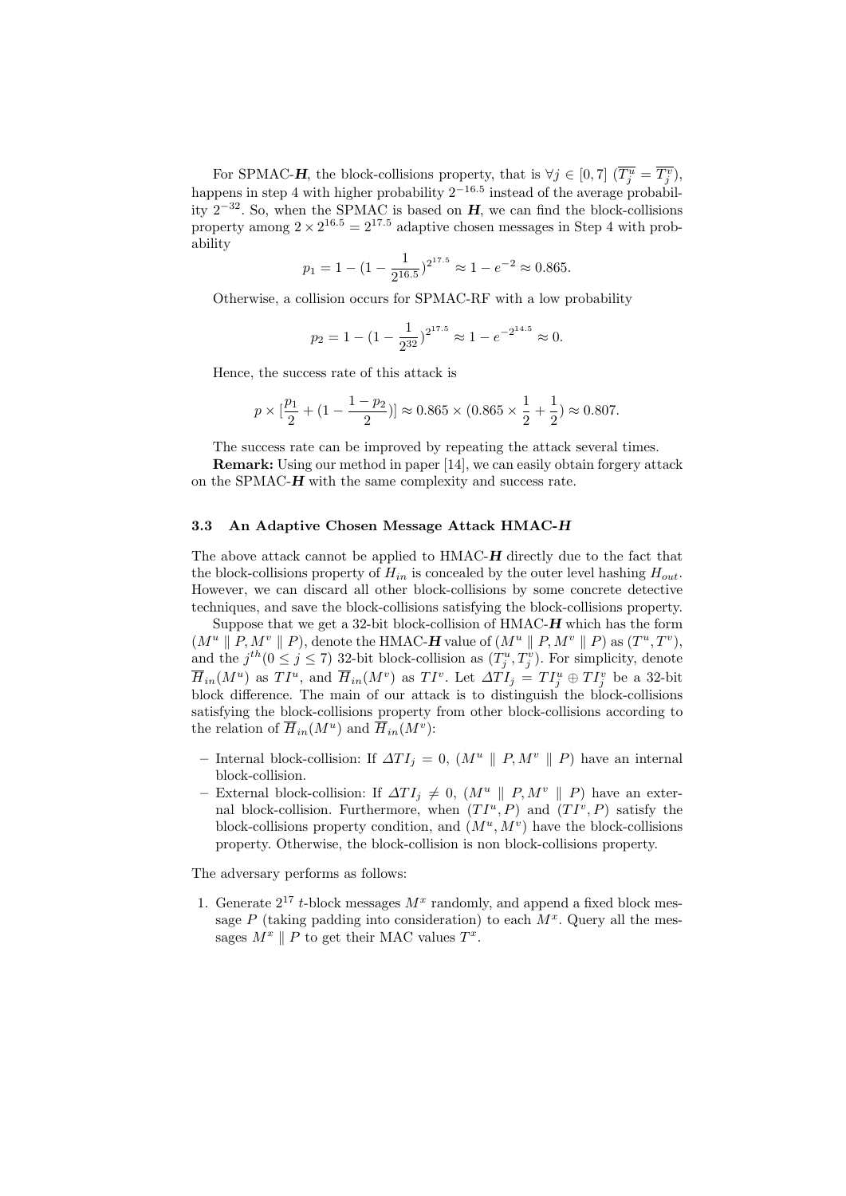For SPMAC-$\boldsymbol{H}$, the block-collisions property, that is $\forall j \in [0,7]$ $(\overline{T_j^u} = \overline{T_j^v})$, happens in step 4 with higher probability $2^{-16.5}$ instead of the average probability $2^{-32}$. So, when the SPMAC is based on $\boldsymbol{H}$, we can find the block-collisions property among $2 \times 2^{16.5} = 2^{17.5}$ adaptive chosen messages in Step 4 with probability

$$p_1 = 1 - (1 - \frac{1}{2^{16.5}})^{2^{17.5}} \approx 1 - e^{-2} \approx 0.865.$$

Otherwise, a collision occurs for SPMAC-RF with a low probability

$$p_2 = 1 - (1 - \frac{1}{2^{32}})^{2^{17.5}} \approx 1 - e^{-2^{14.5}} \approx 0.$$

Hence, the success rate of this attack is

$$p \times [\frac{p_1}{2} + (1 - \frac{1-p_2}{2})] \approx 0.865 \times (0.865 \times \frac{1}{2} + \frac{1}{2}) \approx 0.807.$$

The success rate can be improved by repeating the attack several times.

**Remark:** Using our method in paper [14], we can easily obtain forgery attack on the SPMAC-$\boldsymbol{H}$ with the same complexity and success rate.

### 3.3 An Adaptive Chosen Message Attack HMAC-$\boldsymbol{H}$

The above attack cannot be applied to HMAC-$\boldsymbol{H}$ directly due to the fact that the block-collisions property of $H_{in}$ is concealed by the outer level hashing $H_{out}$. However, we can discard all other block-collisions by some concrete detective techniques, and save the block-collisions satisfying the block-collisions property.

Suppose that we get a 32-bit block-collision of HMAC-$\boldsymbol{H}$ which has the form $(M^u \parallel P, M^v \parallel P)$, denote the HMAC-$\boldsymbol{H}$ value of $(M^u \parallel P, M^v \parallel P)$ as $(T^u, T^v)$, and the $j^{th}(0 \leq j \leq 7)$ 32-bit block-collision as $(T_j^u, T_j^v)$. For simplicity, denote $\overline{H}_{in}(M^u)$ as $TI^u$, and $\overline{H}_{in}(M^v)$ as $TI^v$. Let $\Delta TI_j = TI_j^u \oplus TI_j^v$ be a 32-bit block difference. The main of our attack is to distinguish the block-collisions satisfying the block-collisions property from other block-collisions according to the relation of $\overline{H}_{in}(M^u)$ and $\overline{H}_{in}(M^v)$:

- Internal block-collision: If $\Delta TI_j = 0$, $(M^u \parallel P, M^v \parallel P)$ have an internal block-collision.
- External block-collision: If $\Delta TI_j \neq 0$, $(M^u \parallel P, M^v \parallel P)$ have an external block-collision. Furthermore, when $(TI^u, P)$ and $(TI^v, P)$ satisfy the block-collisions property condition, and $(M^u, M^v)$ have the block-collisions property. Otherwise, the block-collision is non block-collisions property.

The adversary performs as follows:

1. Generate $2^{17}$ $t$-block messages $M^x$ randomly, and append a fixed block message $P$ (taking padding into consideration) to each $M^x$. Query all the messages $M^x \parallel P$ to get their MAC values $T^x$.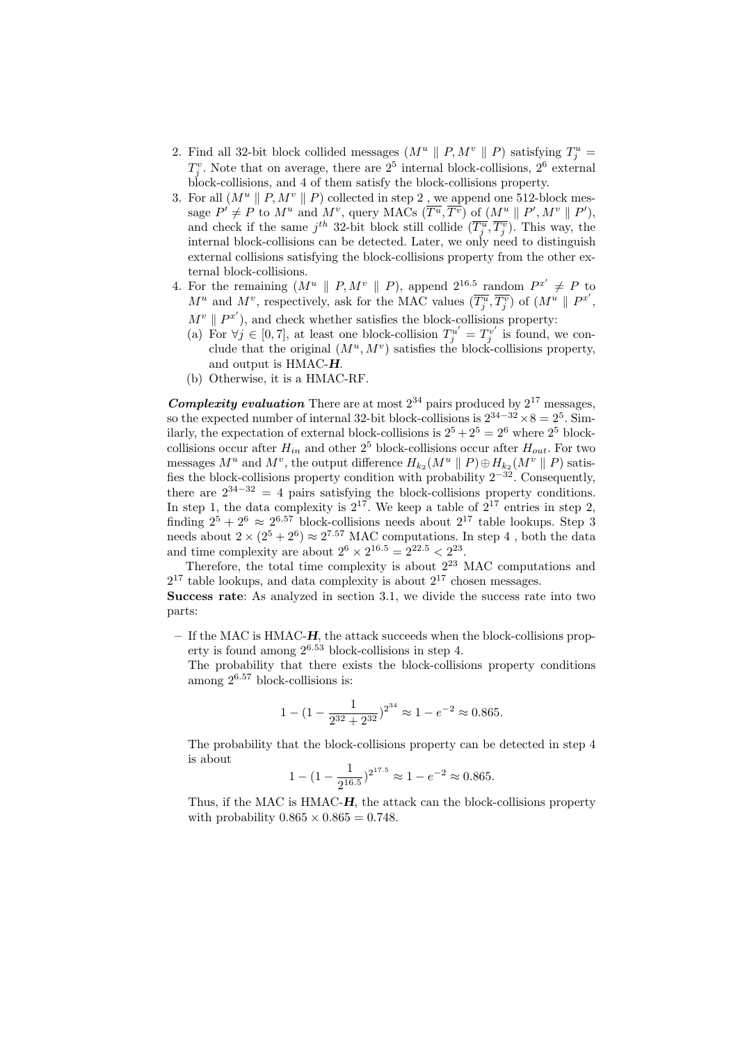2. Find all 32-bit block collided messages $(M^u \parallel P, M^v \parallel P)$ satisfying $T_j^u = T_j^v$. Note that on average, there are $2^5$ internal block-collisions, $2^6$ external block-collisions, and 4 of them satisfy the block-collisions property.
3. For all $(M^u \parallel P, M^v \parallel P)$ collected in step 2 , we append one 512-block message $P' \neq P$ to $M^u$ and $M^v$, query MACs $(\overline{T^u}, \overline{T^v})$ of $(M^u \parallel P', M^v \parallel P')$, and check if the same $j^{th}$ 32-bit block still collide $(\overline{T_j^u}, \overline{T_j^v})$. This way, the internal block-collisions can be detected. Later, we only need to distinguish external collisions satisfying the block-collisions property from the other external block-collisions.
4. For the remaining $(M^u \parallel P, M^v \parallel P)$, append $2^{16.5}$ random $P^{x'} \neq P$ to $M^u$ and $M^v$, respectively, ask for the MAC values $(\overline{T_j^u}, \overline{T_j^v})$ of $(M^u \parallel P^{x'}, M^v \parallel P^{x'})$, and check whether satisfies the block-collisions property:
   (a) For $\forall j \in [0, 7]$, at least one block-collision $T_j^{u'} = T_j^{v'}$ is found, we conclude that the original $(M^u, M^v)$ satisfies the block-collisions property, and output is HMAC-$\boldsymbol{H}$.
   (b) Otherwise, it is a HMAC-RF.

***Complexity evaluation*** There are at most $2^{34}$ pairs produced by $2^{17}$ messages, so the expected number of internal 32-bit block-collisions is $2^{34-32} \times 8 = 2^5$. Similarly, the expectation of external block-collisions is $2^5 + 2^5 = 2^6$ where $2^5$ block-collisions occur after $H_{in}$ and other $2^5$ block-collisions occur after $H_{out}$. For two messages $M^u$ and $M^v$, the output difference $H_{k_2}(M^u \parallel P) \oplus H_{k_2}(M^v \parallel P)$ satisfies the block-collisions property condition with probability $2^{-32}$. Consequently, there are $2^{34-32} = 4$ pairs satisfying the block-collisions property conditions. In step 1, the data complexity is $2^{17}$. We keep a table of $2^{17}$ entries in step 2, finding $2^5 + 2^6 \approx 2^{6.57}$ block-collisions needs about $2^{17}$ table lookups. Step 3 needs about $2 \times (2^5 + 2^6) \approx 2^{7.57}$ MAC computations. In step 4 , both the data and time complexity are about $2^6 \times 2^{16.5} = 2^{22.5} < 2^{23}$.

Therefore, the total time complexity is about $2^{23}$ MAC computations and $2^{17}$ table lookups, and data complexity is about $2^{17}$ chosen messages.

**Success rate**: As analyzed in section 3.1, we divide the success rate into two parts:

– If the MAC is HMAC-$\boldsymbol{H}$, the attack succeeds when the block-collisions property is found among $2^{6.53}$ block-collisions in step 4.

  The probability that there exists the block-collisions property conditions among $2^{6.57}$ block-collisions is:

$$1 - \left(1 - \frac{1}{2^{32} + 2^{32}}\right)^{2^{34}} \approx 1 - e^{-2} \approx 0.865.$$

  The probability that the block-collisions property can be detected in step 4 is about

$$1 - \left(1 - \frac{1}{2^{16.5}}\right)^{2^{17.5}} \approx 1 - e^{-2} \approx 0.865.$$

  Thus, if the MAC is HMAC-$\boldsymbol{H}$, the attack can the block-collisions property with probability $0.865 \times 0.865 = 0.748$.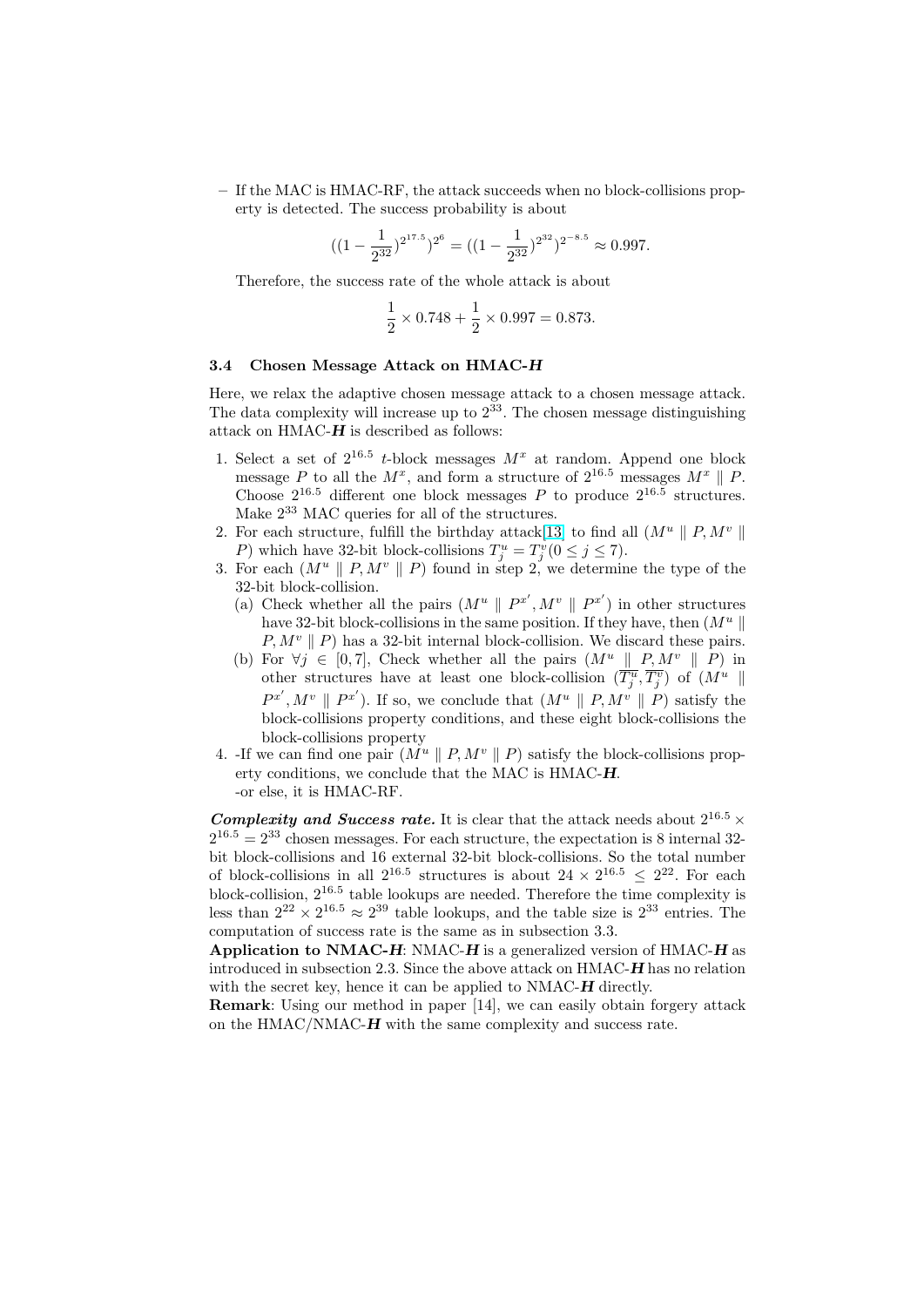– If the MAC is HMAC-RF, the attack succeeds when no block-collisions property is detected. The success probability is about

$$((1-\frac{1}{2^{32}})^{2^{17.5}})^{2^6} = ((1-\frac{1}{2^{32}})^{2^{32}})^{2^{-8.5}} \approx 0.997.$$

Therefore, the success rate of the whole attack is about

$$\frac{1}{2} \times 0.748 + \frac{1}{2} \times 0.997 = 0.873.$$

### 3.4 Chosen Message Attack on HMAC-$\boldsymbol{H}$

Here, we relax the adaptive chosen message attack to a chosen message attack. The data complexity will increase up to $2^{33}$. The chosen message distinguishing attack on HMAC-$\boldsymbol{H}$ is described as follows:

1. Select a set of $2^{16.5}$ $t$-block messages $M^x$ at random. Append one block message $P$ to all the $M^x$, and form a structure of $2^{16.5}$ messages $M^x \parallel P$. Choose $2^{16.5}$ different one block messages $P$ to produce $2^{16.5}$ structures. Make $2^{33}$ MAC queries for all of the structures.
2. For each structure, fulfill the birthday attack[13] to find all $(M^u \parallel P, M^v \parallel P)$ which have 32-bit block-collisions $T_j^u = T_j^v (0 \leq j \leq 7)$.
3. For each $(M^u \parallel P, M^v \parallel P)$ found in step 2, we determine the type of the 32-bit block-collision.
   (a) Check whether all the pairs $(M^u \parallel P^{x'}, M^v \parallel P^{x'})$ in other structures have 32-bit block-collisions in the same position. If they have, then $(M^u \parallel P, M^v \parallel P)$ has a 32-bit internal block-collision. We discard these pairs.
   (b) For $\forall j \in [0,7]$, Check whether all the pairs $(M^u \parallel P, M^v \parallel P)$ in other structures have at least one block-collision $(\overline{T_j^u}, \overline{T_j^v})$ of $(M^u \parallel P^{x'}, M^v \parallel P^{x'})$. If so, we conclude that $(M^u \parallel P, M^v \parallel P)$ satisfy the block-collisions property conditions, and these eight block-collisions the block-collisions property
4. -If we can find one pair $(M^u \parallel P, M^v \parallel P)$ satisfy the block-collisions property conditions, we conclude that the MAC is HMAC-$\boldsymbol{H}$.
   -or else, it is HMAC-RF.

***Complexity and Success rate.*** It is clear that the attack needs about $2^{16.5} \times 2^{16.5} = 2^{33}$ chosen messages. For each structure, the expectation is 8 internal 32-bit block-collisions and 16 external 32-bit block-collisions. So the total number of block-collisions in all $2^{16.5}$ structures is about $24 \times 2^{16.5} \leq 2^{22}$. For each block-collision, $2^{16.5}$ table lookups are needed. Therefore the time complexity is less than $2^{22} \times 2^{16.5} \approx 2^{39}$ table lookups, and the table size is $2^{33}$ entries. The computation of success rate is the same as in subsection 3.3.

**Application to NMAC-$\boldsymbol{H}$**: NMAC-$\boldsymbol{H}$ is a generalized version of HMAC-$\boldsymbol{H}$ as introduced in subsection 2.3. Since the above attack on HMAC-$\boldsymbol{H}$ has no relation with the secret key, hence it can be applied to NMAC-$\boldsymbol{H}$ directly.

**Remark**: Using our method in paper [14], we can easily obtain forgery attack on the HMAC/NMAC-$\boldsymbol{H}$ with the same complexity and success rate.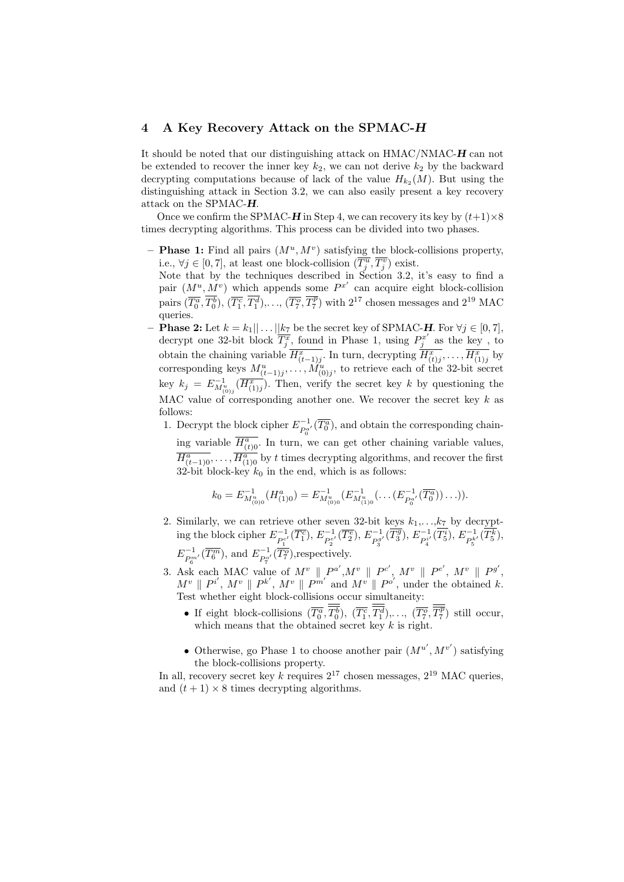## 4 A Key Recovery Attack on the SPMAC-*H*

It should be noted that our distinguishing attack on HMAC/NMAC-*H* can not be extended to recover the inner key $k_2$, we can not derive $k_2$ by the backward decrypting computations because of lack of the value $H_{k_2}(M)$. But using the distinguishing attack in Section 3.2, we can also easily present a key recovery attack on the SPMAC-*H*.

Once we confirm the SPMAC-*H* in Step 4, we can recovery its key by $(t+1)\times 8$ times decrypting algorithms. This process can be divided into two phases.

- **Phase 1:** Find all pairs $(M^u, M^v)$ satisfying the block-collisions property, i.e., $\forall j \in [0,7]$, at least one block-collision $(\overline{T_j^u}, \overline{T_j^v})$ exist.
  Note that by the techniques described in Section 3.2, it's easy to find a pair $(M^u, M^v)$ which appends some $P^{x'}$ can acquire eight block-collision pairs $(\overline{T_0^a}, \overline{T_0^b})$, $(\overline{T_1^c}, \overline{T_1^d})$,..., $(\overline{T_7^o}, \overline{T_7^p})$ with $2^{17}$ chosen messages and $2^{19}$ MAC queries.
- **Phase 2:** Let $k = k_1 || \ldots || k_7$ be the secret key of SPMAC-*H*. For $\forall j \in [0,7]$, decrypt one 32-bit block $\overline{T_j^x}$, found in Phase 1, using $P_j^{x'}$ as the key , to obtain the chaining variable $\overline{H_{(t-1)j}^x}$. In turn, decrypting $\overline{H_{(t)j}^x}, \ldots, \overline{H_{(1)j}^x}$ by corresponding keys $M_{(t-1)j}^u, \ldots, M_{(0)j}^u$, to retrieve each of the 32-bit secret key $k_j = E^{-1}_{M^u_{(0)j}}(\overline{H^x_{(1)j}})$. Then, verify the secret key $k$ by questioning the MAC value of corresponding another one. We recover the secret key $k$ as follows:
  1. Decrypt the block cipher $E^{-1}_{P_0^{a'}}(\overline{T_0^a})$, and obtain the corresponding chaining variable $\overline{H_{(t)0}^a}$. In turn, we can get other chaining variable values, $\overline{H_{(t-1)0}^a}, \ldots, \overline{H_{(1)0}^a}$ by $t$ times decrypting algorithms, and recover the first 32-bit block-key $k_0$ in the end, which is as follows:
  $$k_0 = E^{-1}_{M^u_{(0)0}}(H^a_{(1)0}) = E^{-1}_{M^u_{(0)0}}(E^{-1}_{M^u_{(1)0}}(\ldots(E^{-1}_{P_0^{a'}}(\overline{T_0^a}))\ldots)).$$
  2. Similarly, we can retrieve other seven 32-bit keys $k_1,\ldots,k_7$ by decrypting the block cipher $E^{-1}_{P_1^{c'}}(\overline{T_1^c})$, $E^{-1}_{P_2^{e'}}(\overline{T_2^e})$, $E^{-1}_{P_3^{g'}}(\overline{T_3^g})$, $E^{-1}_{P_4^{i'}}(\overline{T_5^i})$, $E^{-1}_{P_5^{k'}}(\overline{T_5^k})$, $E^{-1}_{P_6^{m'}}(\overline{T_6^m})$, and $E^{-1}_{P_7^{o'}}(\overline{T_7^o})$,respectively.
  3. Ask each MAC value of $M^v \parallel P^{a'}$,$M^v \parallel P^{c'}$, $M^v \parallel P^{e'}$, $M^v \parallel P^{g'}$, $M^v \parallel P^{i'}$, $M^v \parallel P^{k'}$, $M^v \parallel P^{m'}$ and $M^v \parallel P^{o'}$, under the obtained $k$. Test whether eight block-collisions occur simultaneity:
     - If eight block-collisions $(\overline{T_0^a}, \overline{\overline{T_0^b}})$, $(\overline{T_1^c}, \overline{\overline{T_1^d}})$,..., $(\overline{T_7^o}, \overline{\overline{T_7^p}})$ still occur, which means that the obtained secret key $k$ is right.
     - Otherwise, go Phase 1 to choose another pair $(M^{u'}, M^{v'})$ satisfying the block-collisions property.

In all, recovery secret key $k$ requires $2^{17}$ chosen messages, $2^{19}$ MAC queries, and $(t+1)\times 8$ times decrypting algorithms.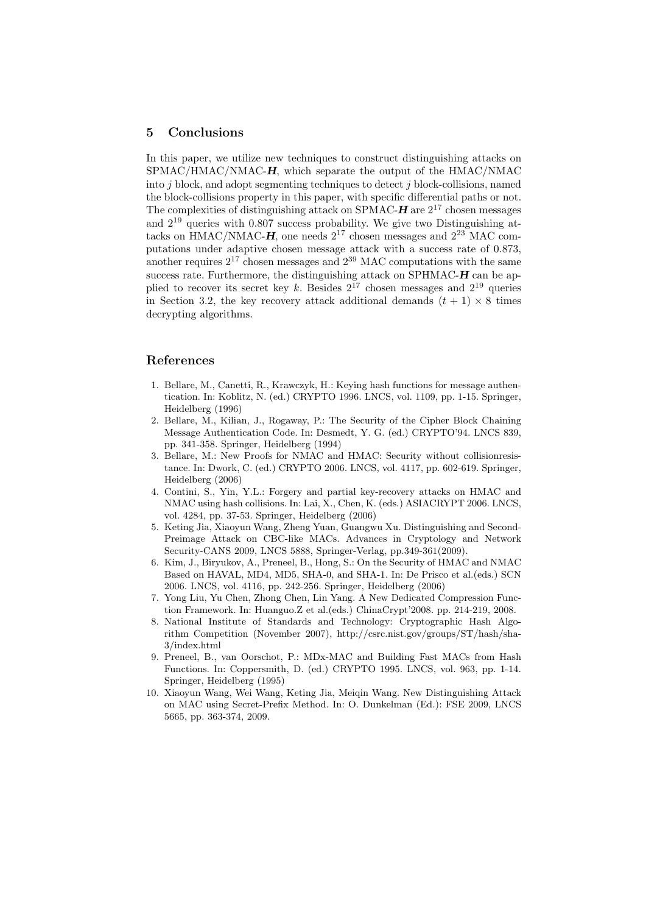## 5 Conclusions

In this paper, we utilize new techniques to construct distinguishing attacks on SPMAC/HMAC/NMAC-$\boldsymbol{H}$, which separate the output of the HMAC/NMAC into $j$ block, and adopt segmenting techniques to detect $j$ block-collisions, named the block-collisions property in this paper, with specific differential paths or not. The complexities of distinguishing attack on SPMAC-$\boldsymbol{H}$ are $2^{17}$ chosen messages and $2^{19}$ queries with 0.807 success probability. We give two Distinguishing attacks on HMAC/NMAC-$\boldsymbol{H}$, one needs $2^{17}$ chosen messages and $2^{23}$ MAC computations under adaptive chosen message attack with a success rate of 0.873, another requires $2^{17}$ chosen messages and $2^{39}$ MAC computations with the same success rate. Furthermore, the distinguishing attack on SPHMAC-$\boldsymbol{H}$ can be applied to recover its secret key $k$. Besides $2^{17}$ chosen messages and $2^{19}$ queries in Section 3.2, the key recovery attack additional demands $(t+1) \times 8$ times decrypting algorithms.

## References

1. Bellare, M., Canetti, R., Krawczyk, H.: Keying hash functions for message authentication. In: Koblitz, N. (ed.) CRYPTO 1996. LNCS, vol. 1109, pp. 1-15. Springer, Heidelberg (1996)
2. Bellare, M., Kilian, J., Rogaway, P.: The Security of the Cipher Block Chaining Message Authentication Code. In: Desmedt, Y. G. (ed.) CRYPTO'94. LNCS 839, pp. 341-358. Springer, Heidelberg (1994)
3. Bellare, M.: New Proofs for NMAC and HMAC: Security without collisionresistance. In: Dwork, C. (ed.) CRYPTO 2006. LNCS, vol. 4117, pp. 602-619. Springer, Heidelberg (2006)
4. Contini, S., Yin, Y.L.: Forgery and partial key-recovery attacks on HMAC and NMAC using hash collisions. In: Lai, X., Chen, K. (eds.) ASIACRYPT 2006. LNCS, vol. 4284, pp. 37-53. Springer, Heidelberg (2006)
5. Keting Jia, Xiaoyun Wang, Zheng Yuan, Guangwu Xu. Distinguishing and Second-Preimage Attack on CBC-like MACs. Advances in Cryptology and Network Security-CANS 2009, LNCS 5888, Springer-Verlag, pp.349-361(2009).
6. Kim, J., Biryukov, A., Preneel, B., Hong, S.: On the Security of HMAC and NMAC Based on HAVAL, MD4, MD5, SHA-0, and SHA-1. In: De Prisco et al.(eds.) SCN 2006. LNCS, vol. 4116, pp. 242-256. Springer, Heidelberg (2006)
7. Yong Liu, Yu Chen, Zhong Chen, Lin Yang. A New Dedicated Compression Function Framework. In: Huanguo.Z et al.(eds.) ChinaCrypt'2008. pp. 214-219, 2008.
8. National Institute of Standards and Technology: Cryptographic Hash Algorithm Competition (November 2007), http://csrc.nist.gov/groups/ST/hash/sha-3/index.html
9. Preneel, B., van Oorschot, P.: MDx-MAC and Building Fast MACs from Hash Functions. In: Coppersmith, D. (ed.) CRYPTO 1995. LNCS, vol. 963, pp. 1-14. Springer, Heidelberg (1995)
10. Xiaoyun Wang, Wei Wang, Keting Jia, Meiqin Wang. New Distinguishing Attack on MAC using Secret-Prefix Method. In: O. Dunkelman (Ed.): FSE 2009, LNCS 5665, pp. 363-374, 2009.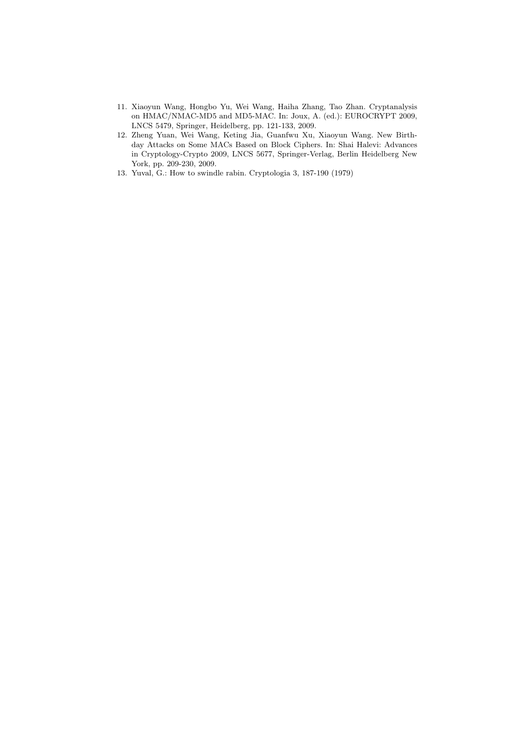11. Xiaoyun Wang, Hongbo Yu, Wei Wang, Haiha Zhang, Tao Zhan. Cryptanalysis on HMAC/NMAC-MD5 and MD5-MAC. In: Joux, A. (ed.): EUROCRYPT 2009, LNCS 5479, Springer, Heidelberg, pp. 121-133, 2009.
12. Zheng Yuan, Wei Wang, Keting Jia, Guanfwu Xu, Xiaoyun Wang. New Birthday Attacks on Some MACs Based on Block Ciphers. In: Shai Halevi: Advances in Cryptology-Crypto 2009, LNCS 5677, Springer-Verlag, Berlin Heidelberg New York, pp. 209-230, 2009.
13. Yuval, G.: How to swindle rabin. Cryptologia 3, 187-190 (1979)